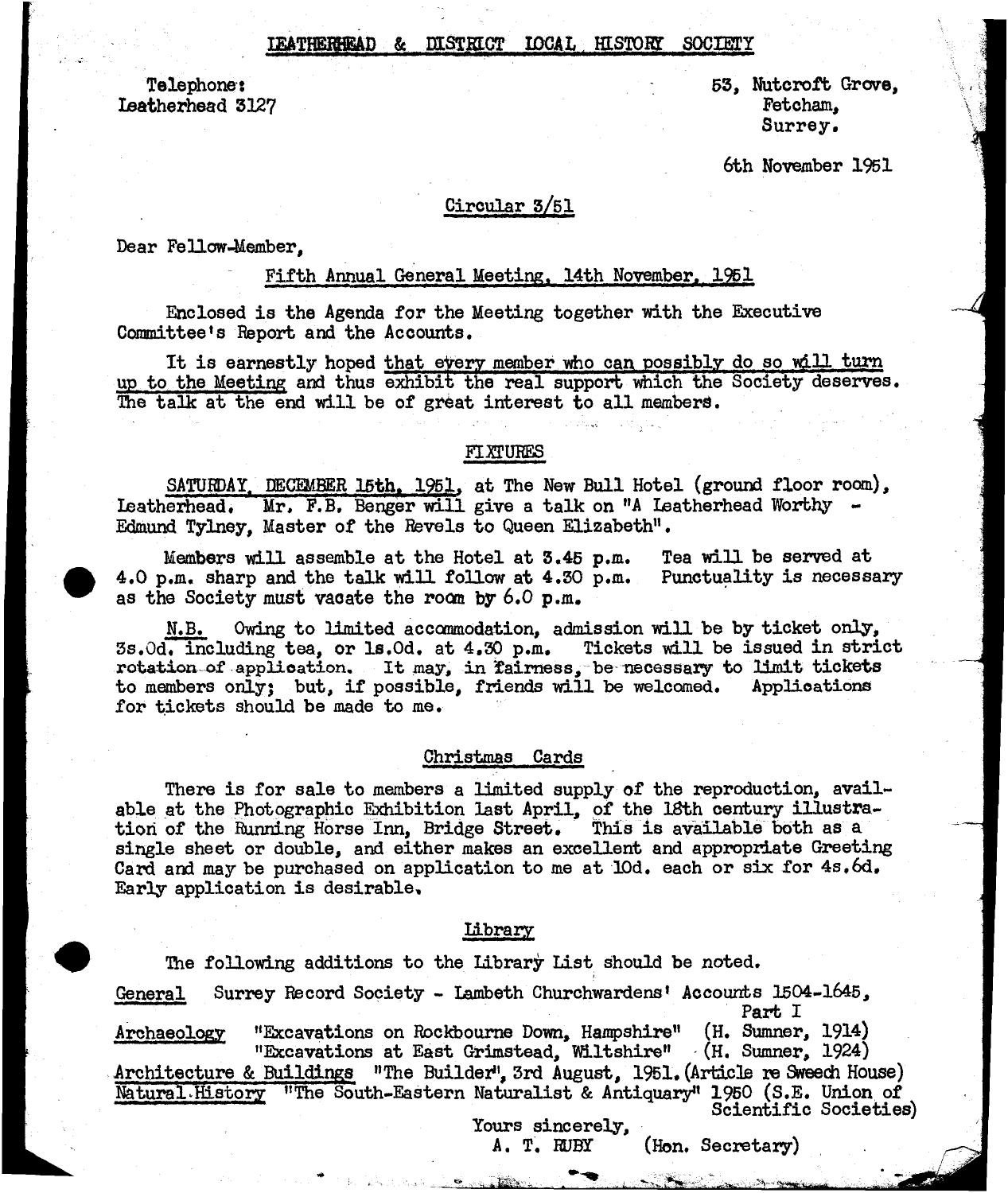# LEATHERHEAD & DISTRICT LOCAL HISTORY SOCIETY

Telephone:
Leatherhead 3127

53, Nutcroft Grove,
Fetcham,
Surrey.

6th November 1951

## Circular 3/51

Dear Fellow-Member,

### Fifth Annual General Meeting, 14th November, 1951

Enclosed is the Agenda for the Meeting together with the Executive Committee's Report and the Accounts.

It is earnestly hoped that every member who can possibly do so will turn up to the Meeting and thus exhibit the real support which the Society deserves. The talk at the end will be of great interest to all members.

### FIXTURES

SATURDAY, DECEMBER 15th, 1951, at The New Bull Hotel (ground floor room), Leatherhead. Mr. F.B. Benger will give a talk on "A Leatherhead Worthy - Edmund Tylney, Master of the Revels to Queen Elizabeth".

Members will assemble at the Hotel at 3.45 p.m. Tea will be served at 4.0 p.m. sharp and the talk will follow at 4.30 p.m. Punctuality is necessary as the Society must vacate the room by 6.0 p.m.

N.B. Owing to limited accommodation, admission will be by ticket only, 3s.0d. including tea, or 1s.0d. at 4.30 p.m. Tickets will be issued in strict rotation of application. It may, in fairness, be necessary to limit tickets to members only; but, if possible, friends will be welcomed. Applications for tickets should be made to me.

### Christmas Cards

There is for sale to members a limited supply of the reproduction, available at the Photographic Exhibition last April, of the 18th century illustration of the Running Horse Inn, Bridge Street. This is available both as a single sheet or double, and either makes an excellent and appropriate Greeting Card and may be purchased on application to me at 10d. each or six for 4s.6d. Early application is desirable.

### Library

The following additions to the Library List should be noted.

General — Surrey Record Society - Lambeth Churchwardens' Accounts 1504-1645, Part I

Archaeology — "Excavations on Rockbourne Down, Hampshire" (H. Sumner, 1914)
"Excavations at East Grimstead, Wiltshire" (H. Sumner, 1924)

Architecture & Buildings — "The Builder", 3rd August, 1951. (Article re Sweech House)

Natural History — "The South-Eastern Naturalist & Antiquary" 1950 (S.E. Union of Scientific Societies)

Yours sincerely,
A. T. RUBY (Hon. Secretary)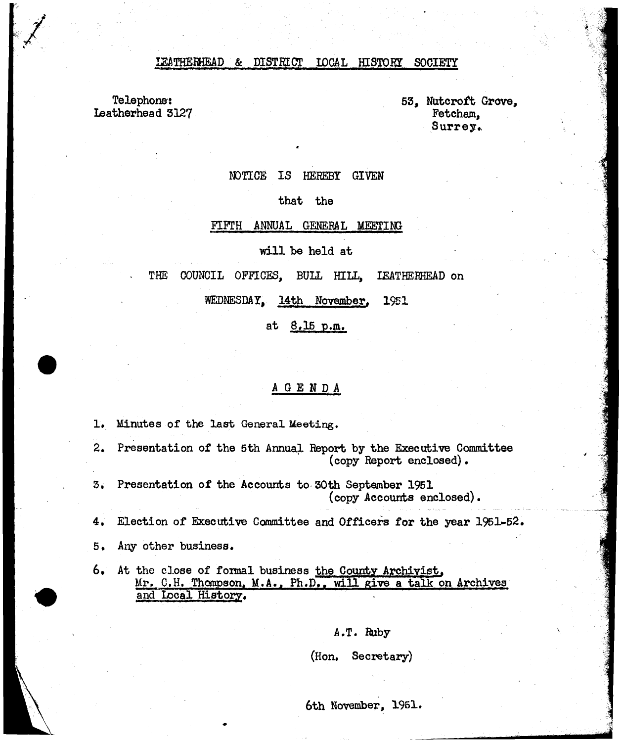# LEATHERHEAD & DISTRICT LOCAL HISTORY SOCIETY

Telephone:
Leatherhead 3127

53, Nutcroft Grove,
Fetcham,
Surrey.

NOTICE IS HEREBY GIVEN

that the

FIFTH ANNUAL GENERAL MEETING

will be held at

THE COUNCIL OFFICES, BULL HILL, LEATHERHEAD on

WEDNESDAY, 14th November, 1951

at 8.15 p.m.

## AGENDA

1. Minutes of the last General Meeting.
2. Presentation of the 5th Annual Report by the Executive Committee (copy Report enclosed).
3. Presentation of the Accounts to 30th September 1951 (copy Accounts enclosed).
4. Election of Executive Committee and Officers for the year 1951-52.
5. Any other business.
6. At the close of formal business the County Archivist, Mr. C.H. Thompson, M.A., Ph.D., will give a talk on Archives and Local History.

A.T. Ruby

(Hon. Secretary)

6th November, 1951.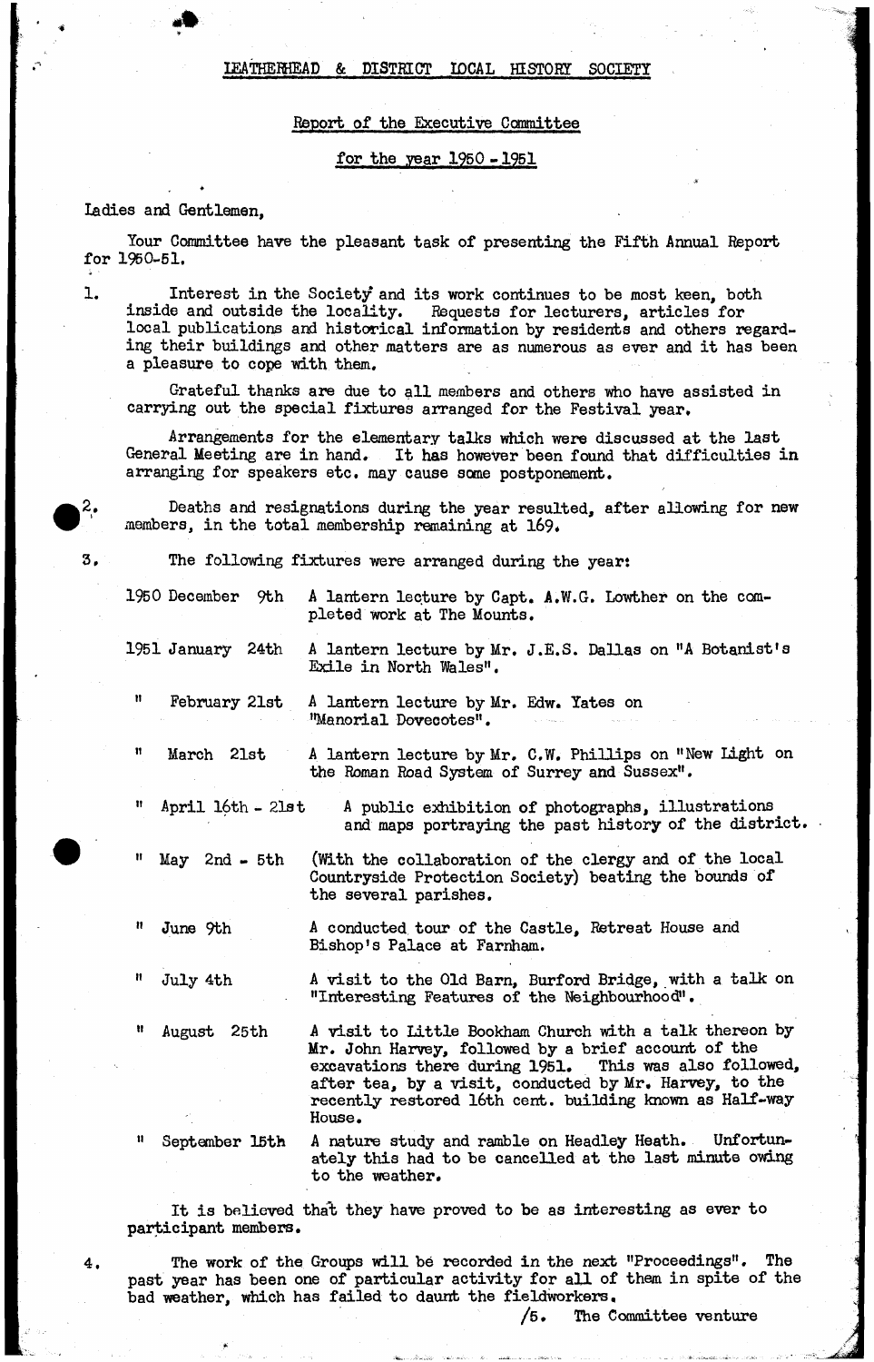# LEATHERHEAD & DISTRICT LOCAL HISTORY SOCIETY

## Report of the Executive Committee

## for the year 1950 - 1951

Ladies and Gentlemen,

Your Committee have the pleasant task of presenting the Fifth Annual Report for 1950-51.

1. Interest in the Society and its work continues to be most keen, both inside and outside the locality. Requests for lecturers, articles for local publications and historical information by residents and others regarding their buildings and other matters are as numerous as ever and it has been a pleasure to cope with them.

   Grateful thanks are due to all members and others who have assisted in carrying out the special fixtures arranged for the Festival year.

   Arrangements for the elementary talks which were discussed at the last General Meeting are in hand. It has however been found that difficulties in arranging for speakers etc. may cause some postponement.

2. Deaths and resignations during the year resulted, after allowing for new members, in the total membership remaining at 169.

3. The following fixtures were arranged during the year:

| | |
|---|---|
| 1950 December 9th | A lantern lecture by Capt. A.W.G. Lowther on the completed work at The Mounts. |
| 1951 January 24th | A lantern lecture by Mr. J.E.S. Dallas on "A Botanist's Exile in North Wales". |
| " February 21st | A lantern lecture by Mr. Edw. Yates on "Manorial Dovecotes". |
| " March 21st | A lantern lecture by Mr. C.W. Phillips on "New Light on the Roman Road System of Surrey and Sussex". |
| " April 16th - 21st | A public exhibition of photographs, illustrations and maps portraying the past history of the district. |
| " May 2nd - 5th | (With the collaboration of the clergy and of the local Countryside Protection Society) beating the bounds of the several parishes. |
| " June 9th | A conducted tour of the Castle, Retreat House and Bishop's Palace at Farnham. |
| " July 4th | A visit to the Old Barn, Burford Bridge, with a talk on "Interesting Features of the Neighbourhood". |
| " August 25th | A visit to Little Bookham Church with a talk thereon by Mr. John Harvey, followed by a brief account of the excavations there during 1951. This was also followed, after tea, by a visit, conducted by Mr. Harvey, to the recently restored 16th cent. building known as Half-way House. |
| " September 15th | A nature study and ramble on Headley Heath. Unfortunately this had to be cancelled at the last minute owing to the weather. |

   It is believed that they have proved to be as interesting as ever to participant members.

4. The work of the Groups will be recorded in the next "Proceedings". The past year has been one of particular activity for all of them in spite of the bad weather, which has failed to daunt the fieldworkers.

/5. The Committee venture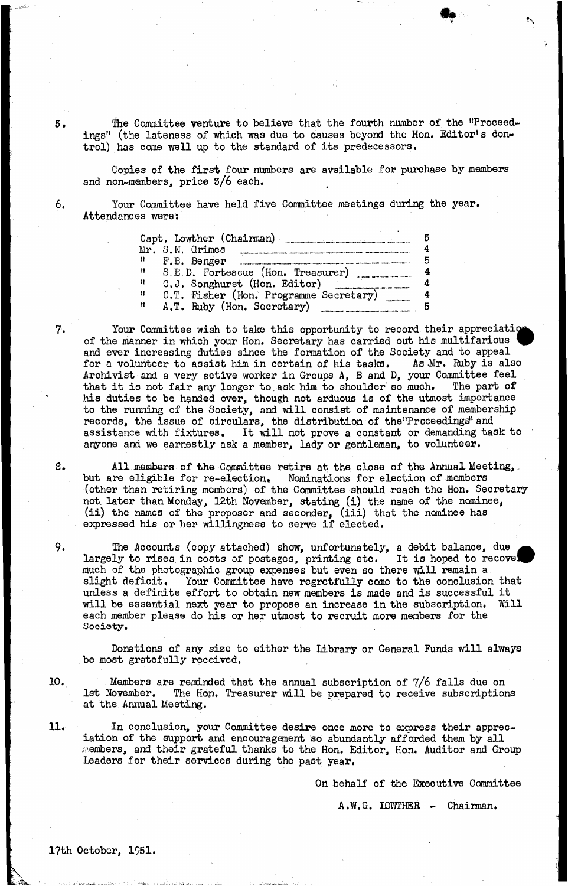5. The Committee venture to believe that the fourth number of the "Proceedings" (the lateness of which was due to causes beyond the Hon. Editor's control) has come well up to the standard of its predecessors.

Copies of the first four numbers are available for purchase by members and non-members, price 3/6 each.

6. Your Committee have held five Committee meetings during the year. Attendances were:

| | |
|---|---|
| Capt. Lowther (Chairman) | 5 |
| Mr. S.N. Grimes | 4 |
| " F.B. Benger | 5 |
| " S.E.D. Fortescue (Hon. Treasurer) | 4 |
| " C.J. Songhurst (Hon. Editor) | 4 |
| " C.T. Fisher (Hon. Programme Secretary) | 4 |
| " A.T. Ruby (Hon. Secretary) | 5 |

7. Your Committee wish to take this opportunity to record their appreciation of the manner in which your Hon. Secretary has carried out his multifarious and ever increasing duties since the formation of the Society and to appeal for a volunteer to assist him in certain of his tasks. As Mr. Ruby is also Archivist and a very active worker in Groups A, B and D, your Committee feel that it is not fair any longer to ask him to shoulder so much. The part of his duties to be handed over, though not arduous is of the utmost importance to the running of the Society, and will consist of maintenance of membership records, the issue of circulars, the distribution of the "Proceedings" and assistance with fixtures. It will not prove a constant or demanding task to anyone and we earnestly ask a member, lady or gentleman, to volunteer.

8. All members of the Committee retire at the close of the Annual Meeting, but are eligible for re-election. Nominations for election of members (other than retiring members) of the Committee should reach the Hon. Secretary not later than Monday, 12th November, stating (i) the name of the nominee, (ii) the names of the proposer and seconder, (iii) that the nominee has expressed his or her willingness to serve if elected.

9. The Accounts (copy attached) show, unfortunately, a debit balance, due largely to rises in costs of postages, printing etc. It is hoped to recover much of the photographic group expenses but even so there will remain a slight deficit. Your Committee have regretfully come to the conclusion that unless a definite effort to obtain new members is made and is successful it will be essential next year to propose an increase in the subscription. Will each member please do his or her utmost to recruit more members for the Society.

Donations of any size to either the Library or General Funds will always be most gratefully received.

10. Members are reminded that the annual subscription of 7/6 falls due on 1st November. The Hon. Treasurer will be prepared to receive subscriptions at the Annual Meeting.

11. In conclusion, your Committee desire once more to express their appreciation of the support and encouragement so abundantly afforded them by all members, and their grateful thanks to the Hon. Editor, Hon. Auditor and Group Leaders for their services during the past year.

On behalf of the Executive Committee

A.W.G. LOWTHER - Chairman.

17th October, 1951.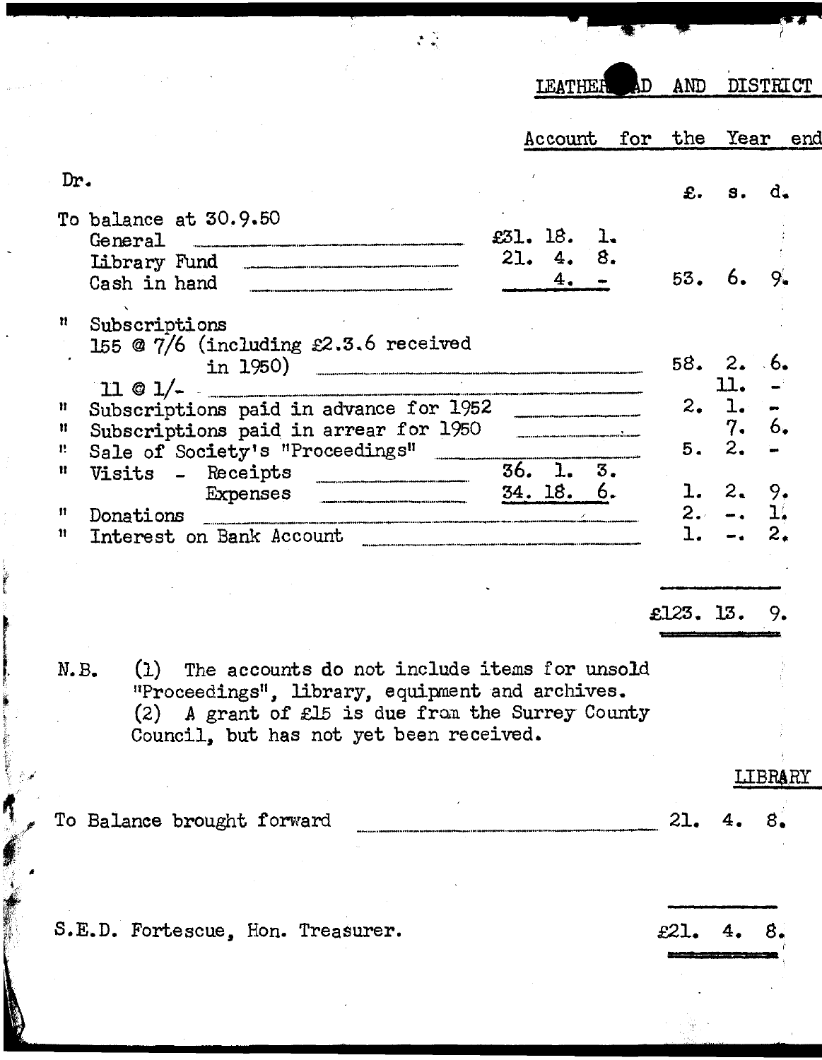LEATHER[obscured]AD AND DISTRICT

Account for the Year end

| Dr. | | £. s. d. |
|---|---|---|
| To balance at 30.9.50 | | |
| General | £31. 18. 1. | |
| Library Fund | 21. 4. 8. | |
| Cash in hand | 4. - | 53. 6. 9. |
| " Subscriptions | | |
| 155 @ 7/6 (including £2.3.6 received in 1950) | | 58. 2. 6. |
| 11 @ 1/- | | 11. - |
| " Subscriptions paid in advance for 1952 | | 2. 1. - |
| " Subscriptions paid in arrear for 1950 | | 7. 6. |
| " Sale of Society's "Proceedings" | | 5. 2. - |
| " Visits - Receipts | 36. 1. 3. | |
| Expenses | 34. 18. 6. | 1. 2. 9. |
| " Donations | | 2. -. 1. |
| " Interest on Bank Account | | 1. -. 2. |
| | | £123. 13. 9. |

N.B. (1) The accounts do not include items for unsold "Proceedings", library, equipment and archives.
(2) A grant of £15 is due from the Surrey County Council, but has not yet been received.

LIBRARY

| | |
|---|---|
| To Balance brought forward | 21. 4. 8. |
| | £21. 4. 8. |

S.E.D. Fortescue, Hon. Treasurer.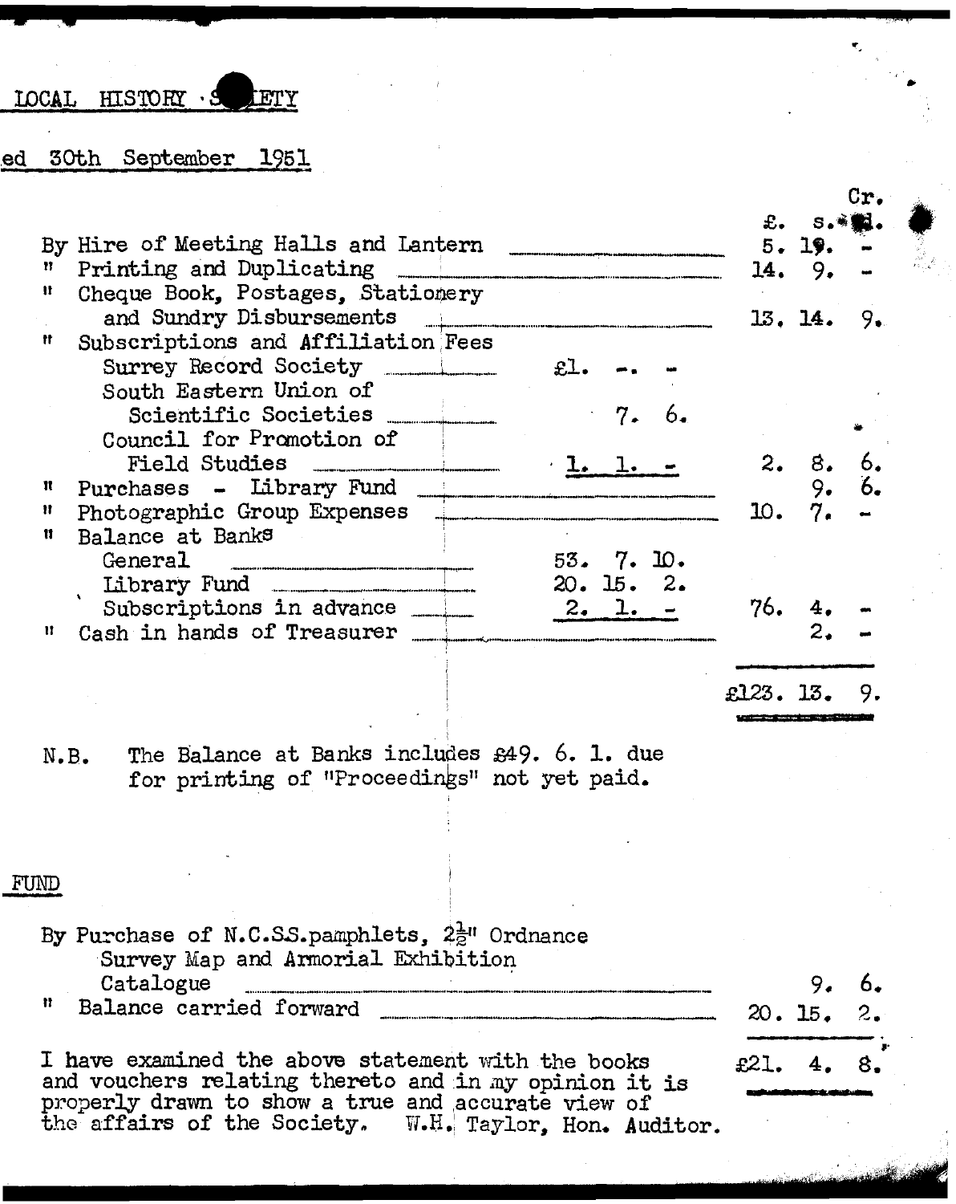LOCAL HISTORY S ETY

ed 30th September 1951

| | | | Cr. £. s. d. |
|---|---|---|---|
| By Hire of Meeting Halls and Lantern | | | 5. 19. - |
| " Printing and Duplicating | | | 14. 9. - |
| " Cheque Book, Postages, Stationery and Sundry Disbursements | | | 13. 14. 9. |
| " Subscriptions and Affiliation Fees | | | |
| Surrey Record Society | £1. -. - | | |
| South Eastern Union of Scientific Societies | 7. 6. | | |
| Council for Promotion of Field Studies | 1. 1. - | | 2. 8. 6. |
| " Purchases - Library Fund | | | 9. 6. |
| " Photographic Group Expenses | | | 10. 7. - |
| " Balance at Banks | | | |
| General | 53. 7. 10. | | |
| Library Fund | 20. 15. 2. | | |
| Subscriptions in advance | 2. 1. - | | 76. 4. - |
| " Cash in hands of Treasurer | | | 2. - |
| | | | £123. 13. 9. |

N.B. The Balance at Banks includes £49. 6. 1. due for printing of "Proceedings" not yet paid.

FUND

| | |
|---|---|
| By Purchase of N.C.S.S. pamphlets, $2\frac{1}{2}$" Ordnance Survey Map and Armorial Exhibition Catalogue | 9. 6. |
| " Balance carried forward | 20. 15. 2. |
| | £21. 4. 8. |

I have examined the above statement with the books and vouchers relating thereto and in my opinion it is properly drawn to show a true and accurate view of the affairs of the Society. W.H. Taylor, Hon. Auditor.